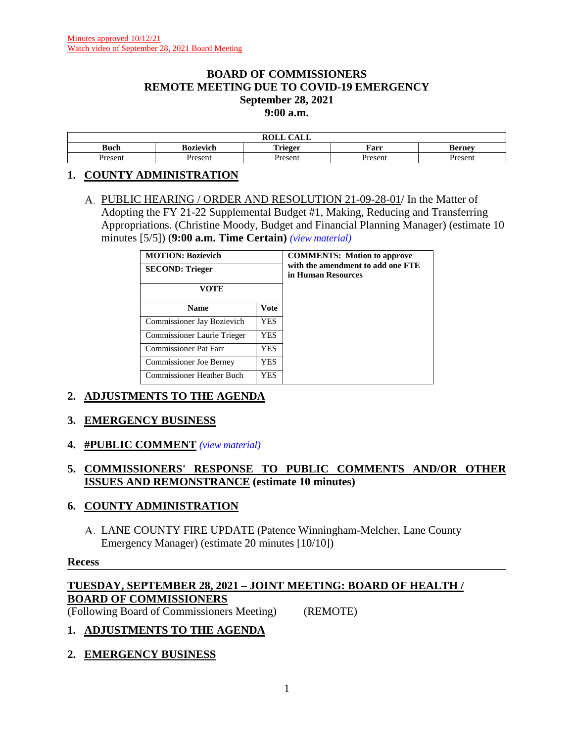Minutes approved 10/12/21
Watch video of September 28, 2021 Board Meeting

# BOARD OF COMMISSIONERS
## REMOTE MEETING DUE TO COVID-19 EMERGENCY
## September 28, 2021
## 9:00 a.m.

| ROLL CALL | | | | |
|---|---|---|---|---|
| Buch | Bozievich | Trieger | Farr | Berney |
| Present | Present | Present | Present | Present |

## 1. COUNTY ADMINISTRATION

A. PUBLIC HEARING / ORDER AND RESOLUTION 21-09-28-01/ In the Matter of Adopting the FY 21-22 Supplemental Budget #1, Making, Reducing and Transferring Appropriations. (Christine Moody, Budget and Financial Planning Manager) (estimate 10 minutes [5/5]) (**9:00 a.m. Time Certain**) *(view material)*

| MOTION: Bozievich | | COMMENTS: Motion to approve with the amendment to add one FTE in Human Resources |
|---|---|---|
| SECOND: Trieger | | |
| VOTE | | |
| Name | Vote | |
| Commissioner Jay Bozievich | YES | |
| Commissioner Laurie Trieger | YES | |
| Commissioner Pat Farr | YES | |
| Commissioner Joe Berney | YES | |
| Commissioner Heather Buch | YES | |

## 2. ADJUSTMENTS TO THE AGENDA

## 3. EMERGENCY BUSINESS

## 4. #PUBLIC COMMENT *(view material)*

## 5. COMMISSIONERS' RESPONSE TO PUBLIC COMMENTS AND/OR OTHER ISSUES AND REMONSTRANCE (estimate 10 minutes)

## 6. COUNTY ADMINISTRATION

A. LANE COUNTY FIRE UPDATE (Patence Winningham-Melcher, Lane County Emergency Manager) (estimate 20 minutes [10/10])

**Recess**

---

## TUESDAY, SEPTEMBER 28, 2021 – JOINT MEETING: BOARD OF HEALTH / BOARD OF COMMISSIONERS

(Following Board of Commissioners Meeting) (REMOTE)

## 1. ADJUSTMENTS TO THE AGENDA

## 2. EMERGENCY BUSINESS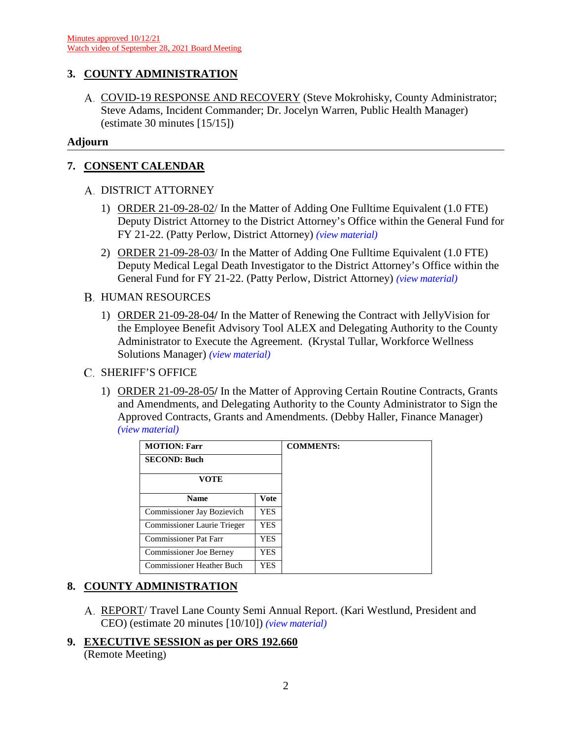Minutes approved 10/12/21
Watch video of September 28, 2021 Board Meeting

## 3. COUNTY ADMINISTRATION

A. COVID-19 RESPONSE AND RECOVERY (Steve Mokrohisky, County Administrator; Steve Adams, Incident Commander; Dr. Jocelyn Warren, Public Health Manager) (estimate 30 minutes [15/15])

**Adjourn**

---

## 7. CONSENT CALENDAR

A. DISTRICT ATTORNEY

1) ORDER 21-09-28-02/ In the Matter of Adding One Fulltime Equivalent (1.0 FTE) Deputy District Attorney to the District Attorney's Office within the General Fund for FY 21-22. (Patty Perlow, District Attorney) *(view material)*

2) ORDER 21-09-28-03/ In the Matter of Adding One Fulltime Equivalent (1.0 FTE) Deputy Medical Legal Death Investigator to the District Attorney's Office within the General Fund for FY 21-22. (Patty Perlow, District Attorney) *(view material)*

B. HUMAN RESOURCES

1) ORDER 21-09-28-04**/** In the Matter of Renewing the Contract with JellyVision for the Employee Benefit Advisory Tool ALEX and Delegating Authority to the County Administrator to Execute the Agreement. (Krystal Tullar, Workforce Wellness Solutions Manager) *(view material)*

C. SHERIFF'S OFFICE

1) ORDER 21-09-28-05**/** In the Matter of Approving Certain Routine Contracts, Grants and Amendments, and Delegating Authority to the County Administrator to Sign the Approved Contracts, Grants and Amendments. (Debby Haller, Finance Manager) *(view material)*

| **MOTION: Farr** | | **COMMENTS:** |
|---|---|---|
| **SECOND: Buch** | | |
| **VOTE** | | |
| **Name** | **Vote** | |
| Commissioner Jay Bozievich | YES | |
| Commissioner Laurie Trieger | YES | |
| Commissioner Pat Farr | YES | |
| Commissioner Joe Berney | YES | |
| Commissioner Heather Buch | YES | |

## 8. COUNTY ADMINISTRATION

A. REPORT/ Travel Lane County Semi Annual Report. (Kari Westlund, President and CEO) (estimate 20 minutes [10/10]) *(view material)*

## 9. EXECUTIVE SESSION as per ORS 192.660

(Remote Meeting)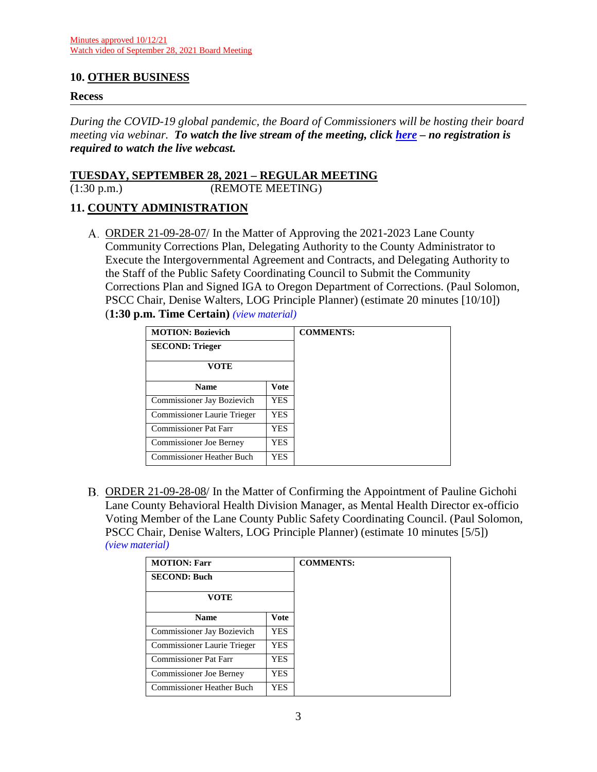Minutes approved 10/12/21
Watch video of September 28, 2021 Board Meeting

## 10. OTHER BUSINESS

**Recess**

---

*During the COVID-19 global pandemic, the Board of Commissioners will be hosting their board meeting via webinar.* ***To watch the live stream of the meeting, click here – no registration is required to watch the live webcast.***

## TUESDAY, SEPTEMBER 28, 2021 – REGULAR MEETING

(1:30 p.m.) (REMOTE MEETING)

## 11. COUNTY ADMINISTRATION

A. ORDER 21-09-28-07/ In the Matter of Approving the 2021-2023 Lane County Community Corrections Plan, Delegating Authority to the County Administrator to Execute the Intergovernmental Agreement and Contracts, and Delegating Authority to the Staff of the Public Safety Coordinating Council to Submit the Community Corrections Plan and Signed IGA to Oregon Department of Corrections. (Paul Solomon, PSCC Chair, Denise Walters, LOG Principle Planner) (estimate 20 minutes [10/10]) (**1:30 p.m. Time Certain**) *(view material)*

| **MOTION: Bozievich** | | **COMMENTS:** |
|---|---|---|
| **SECOND: Trieger** | | |
| **VOTE** | | |
| **Name** | **Vote** | |
| Commissioner Jay Bozievich | YES | |
| Commissioner Laurie Trieger | YES | |
| Commissioner Pat Farr | YES | |
| Commissioner Joe Berney | YES | |
| Commissioner Heather Buch | YES | |

B. ORDER 21-09-28-08/ In the Matter of Confirming the Appointment of Pauline Gichohi Lane County Behavioral Health Division Manager, as Mental Health Director ex-officio Voting Member of the Lane County Public Safety Coordinating Council. (Paul Solomon, PSCC Chair, Denise Walters, LOG Principle Planner) (estimate 10 minutes [5/5]) *(view material)*

| **MOTION: Farr** | | **COMMENTS:** |
|---|---|---|
| **SECOND: Buch** | | |
| **VOTE** | | |
| **Name** | **Vote** | |
| Commissioner Jay Bozievich | YES | |
| Commissioner Laurie Trieger | YES | |
| Commissioner Pat Farr | YES | |
| Commissioner Joe Berney | YES | |
| Commissioner Heather Buch | YES | |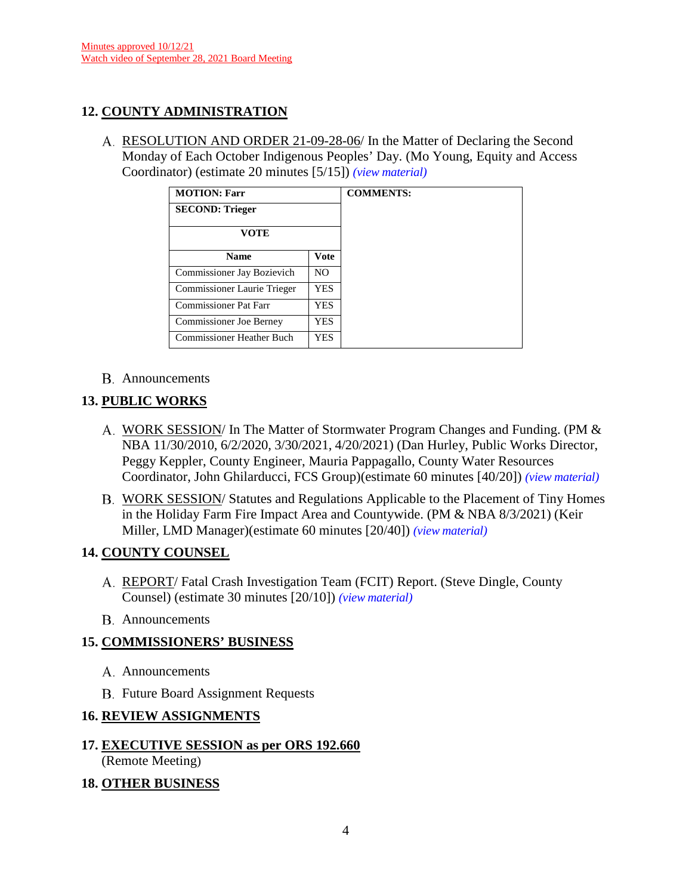Minutes approved 10/12/21
Watch video of September 28, 2021 Board Meeting

## 12. COUNTY ADMINISTRATION

A. RESOLUTION AND ORDER 21-09-28-06/ In the Matter of Declaring the Second Monday of Each October Indigenous Peoples' Day. (Mo Young, Equity and Access Coordinator) (estimate 20 minutes [5/15]) *(view material)*

| MOTION: Farr | | COMMENTS: |
|---|---|---|
| SECOND: Trieger | | |
| VOTE | | |
| Name | Vote | |
| Commissioner Jay Bozievich | NO | |
| Commissioner Laurie Trieger | YES | |
| Commissioner Pat Farr | YES | |
| Commissioner Joe Berney | YES | |
| Commissioner Heather Buch | YES | |

B. Announcements

## 13. PUBLIC WORKS

A. WORK SESSION/ In The Matter of Stormwater Program Changes and Funding. (PM & NBA 11/30/2010, 6/2/2020, 3/30/2021, 4/20/2021) (Dan Hurley, Public Works Director, Peggy Keppler, County Engineer, Mauria Pappagallo, County Water Resources Coordinator, John Ghilarducci, FCS Group)(estimate 60 minutes [40/20]) *(view material)*

B. WORK SESSION/ Statutes and Regulations Applicable to the Placement of Tiny Homes in the Holiday Farm Fire Impact Area and Countywide. (PM & NBA 8/3/2021) (Keir Miller, LMD Manager)(estimate 60 minutes [20/40]) *(view material)*

## 14. COUNTY COUNSEL

A. REPORT/ Fatal Crash Investigation Team (FCIT) Report. (Steve Dingle, County Counsel) (estimate 30 minutes [20/10]) *(view material)*

B. Announcements

## 15. COMMISSIONERS' BUSINESS

A. Announcements

B. Future Board Assignment Requests

## 16. REVIEW ASSIGNMENTS

## 17. EXECUTIVE SESSION as per ORS 192.660
(Remote Meeting)

## 18. OTHER BUSINESS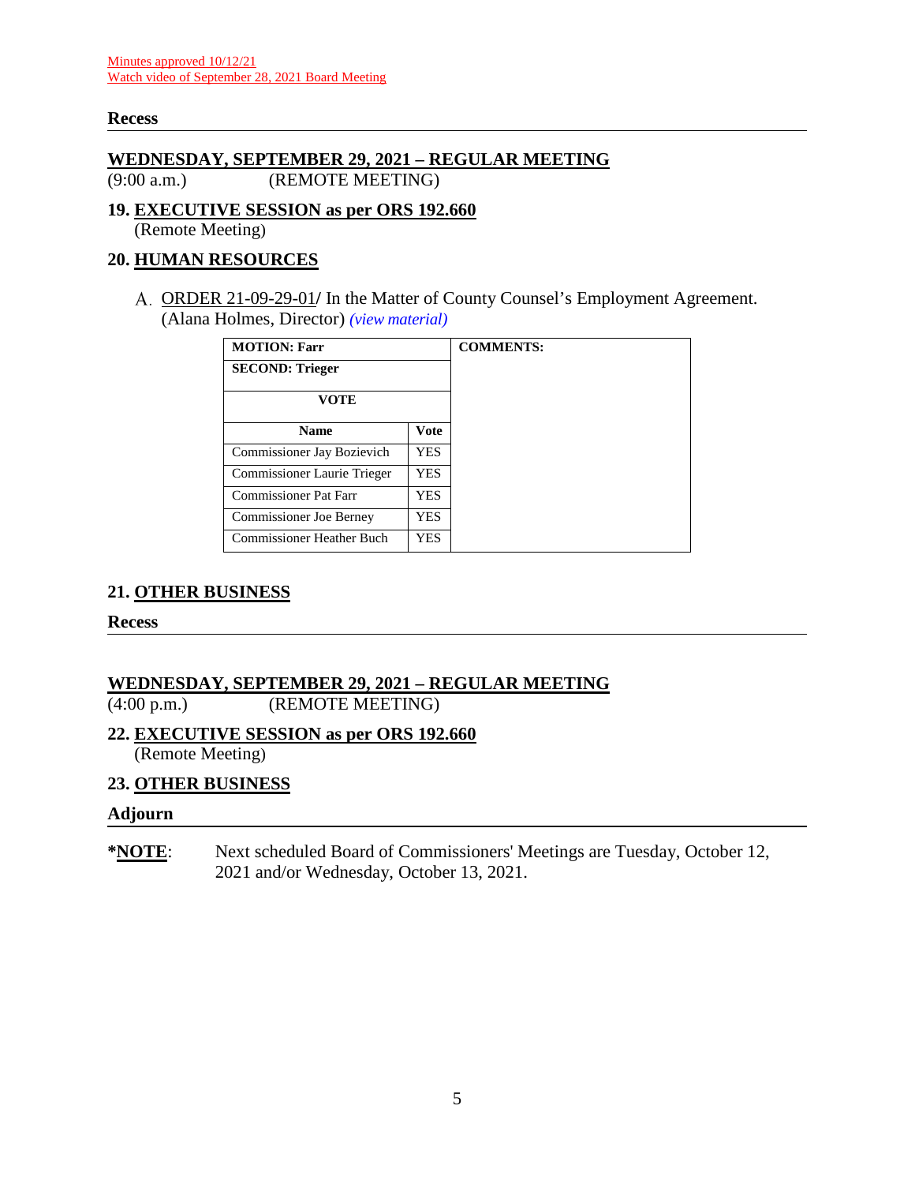Minutes approved 10/12/21
Watch video of September 28, 2021 Board Meeting

**Recess**

---

## WEDNESDAY, SEPTEMBER 29, 2021 – REGULAR MEETING

(9:00 a.m.) (REMOTE MEETING)

### 19. EXECUTIVE SESSION as per ORS 192.660

(Remote Meeting)

### 20. HUMAN RESOURCES

A. ORDER 21-09-29-01/ In the Matter of County Counsel's Employment Agreement. (Alana Holmes, Director) *(view material)*

| MOTION: Farr | | COMMENTS: |
|---|---|---|
| SECOND: Trieger | | |
| VOTE | | |
| Name | Vote | |
| Commissioner Jay Bozievich | YES | |
| Commissioner Laurie Trieger | YES | |
| Commissioner Pat Farr | YES | |
| Commissioner Joe Berney | YES | |
| Commissioner Heather Buch | YES | |

### 21. OTHER BUSINESS

**Recess**

---

## WEDNESDAY, SEPTEMBER 29, 2021 – REGULAR MEETING

(4:00 p.m.) (REMOTE MEETING)

### 22. EXECUTIVE SESSION as per ORS 192.660

(Remote Meeting)

### 23. OTHER BUSINESS

**Adjourn**

---

***NOTE**: Next scheduled Board of Commissioners' Meetings are Tuesday, October 12, 2021 and/or Wednesday, October 13, 2021.